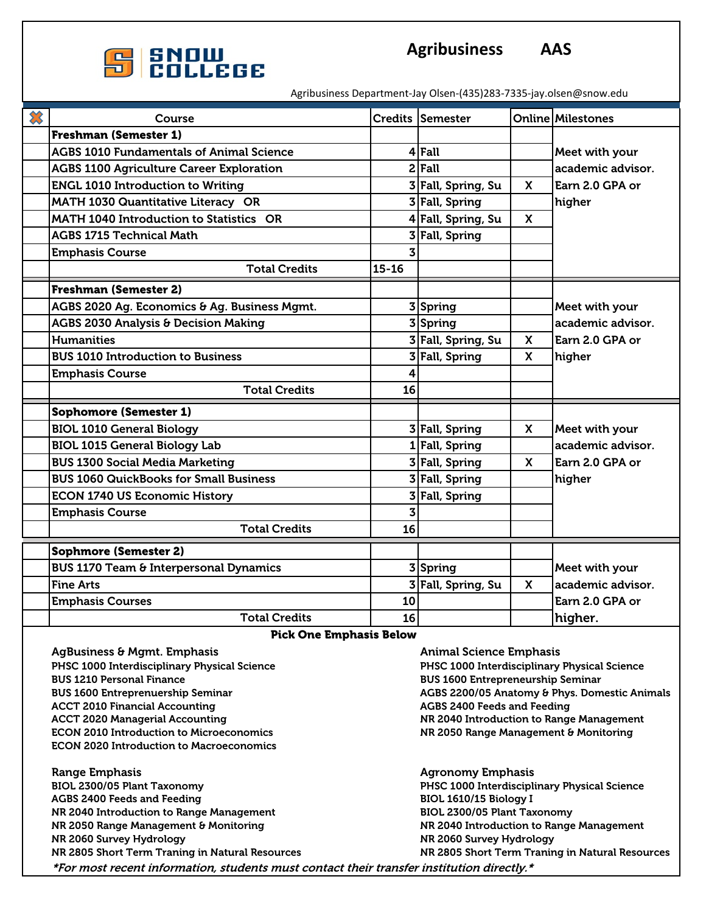# Agribusiness AAS

SNOW COLLEGE

Agribusiness Department-Jay Olsen-(435)283-7335-jay.olsen@snow.edu

| ✖ | Course | Credits | Semester | Online | Milestones |
|---|---|---|---|---|---|
| | **Freshman (Semester 1)** | | | | |
| | AGBS 1010 Fundamentals of Animal Science | 4 | Fall | | Meet with your academic advisor. Earn 2.0 GPA or higher |
| | AGBS 1100 Agriculture Career Exploration | 2 | Fall | | |
| | ENGL 1010 Introduction to Writing | 3 | Fall, Spring, Su | X | |
| | MATH 1030 Quantitative Literacy OR | 3 | Fall, Spring | | |
| | MATH 1040 Introduction to Statistics OR | 4 | Fall, Spring, Su | X | |
| | AGBS 1715 Technical Math | 3 | Fall, Spring | | |
| | Emphasis Course | 3 | | | |
| | Total Credits | 15-16 | | | |
| | **Freshman (Semester 2)** | | | | |
| | AGBS 2020 Ag. Economics & Ag. Business Mgmt. | 3 | Spring | | Meet with your academic advisor. Earn 2.0 GPA or higher |
| | AGBS 2030 Analysis & Decision Making | 3 | Spring | | |
| | Humanities | 3 | Fall, Spring, Su | X | |
| | BUS 1010 Introduction to Business | 3 | Fall, Spring | X | |
| | Emphasis Course | 4 | | | |
| | Total Credits | 16 | | | |
| | **Sophomore (Semester 1)** | | | | |
| | BIOL 1010 General Biology | 3 | Fall, Spring | X | Meet with your academic advisor. Earn 2.0 GPA or higher |
| | BIOL 1015 General Biology Lab | 1 | Fall, Spring | | |
| | BUS 1300 Social Media Marketing | 3 | Fall, Spring | X | |
| | BUS 1060 QuickBooks for Small Business | 3 | Fall, Spring | | |
| | ECON 1740 US Economic History | 3 | Fall, Spring | | |
| | Emphasis Course | 3 | | | |
| | Total Credits | 16 | | | |
| | **Sophmore (Semester 2)** | | | | |
| | BUS 1170 Team & Interpersonal Dynamics | 3 | Spring | | Meet with your academic advisor. Earn 2.0 GPA or higher. |
| | Fine Arts | 3 | Fall, Spring, Su | X | |
| | Emphasis Courses | 10 | | | |
| | Total Credits | 16 | | | |

**Pick One Emphasis Below**

**AgBusiness & Mgmt. Emphasis**
- PHSC 1000 Interdisciplinary Physical Science
- BUS 1210 Personal Finance
- BUS 1600 Entreprenuership Seminar
- ACCT 2010 Financial Accounting
- ACCT 2020 Managerial Accounting
- ECON 2010 Introduction to Microeconomics
- ECON 2020 Introduction to Macroeconomics

**Animal Science Emphasis**
- PHSC 1000 Interdisciplinary Physical Science
- BUS 1600 Entrepreneurship Seminar
- AGBS 2200/05 Anatomy & Phys. Domestic Animals
- AGBS 2400 Feeds and Feeding
- NR 2040 Introduction to Range Management
- NR 2050 Range Management & Monitoring

**Range Emphasis**
- BIOL 2300/05 Plant Taxonomy
- AGBS 2400 Feeds and Feeding
- NR 2040 Introduction to Range Management
- NR 2050 Range Management & Monitoring
- NR 2060 Survey Hydrology
- NR 2805 Short Term Traning in Natural Resources

**Agronomy Emphasis**
- PHSC 1000 Interdisciplinary Physical Science
- BIOL 1610/15 Biology I
- BIOL 2300/05 Plant Taxonomy
- NR 2040 Introduction to Range Management
- NR 2060 Survey Hydrology
- NR 2805 Short Term Traning in Natural Resources

*\*For most recent information, students must contact their transfer institution directly.\**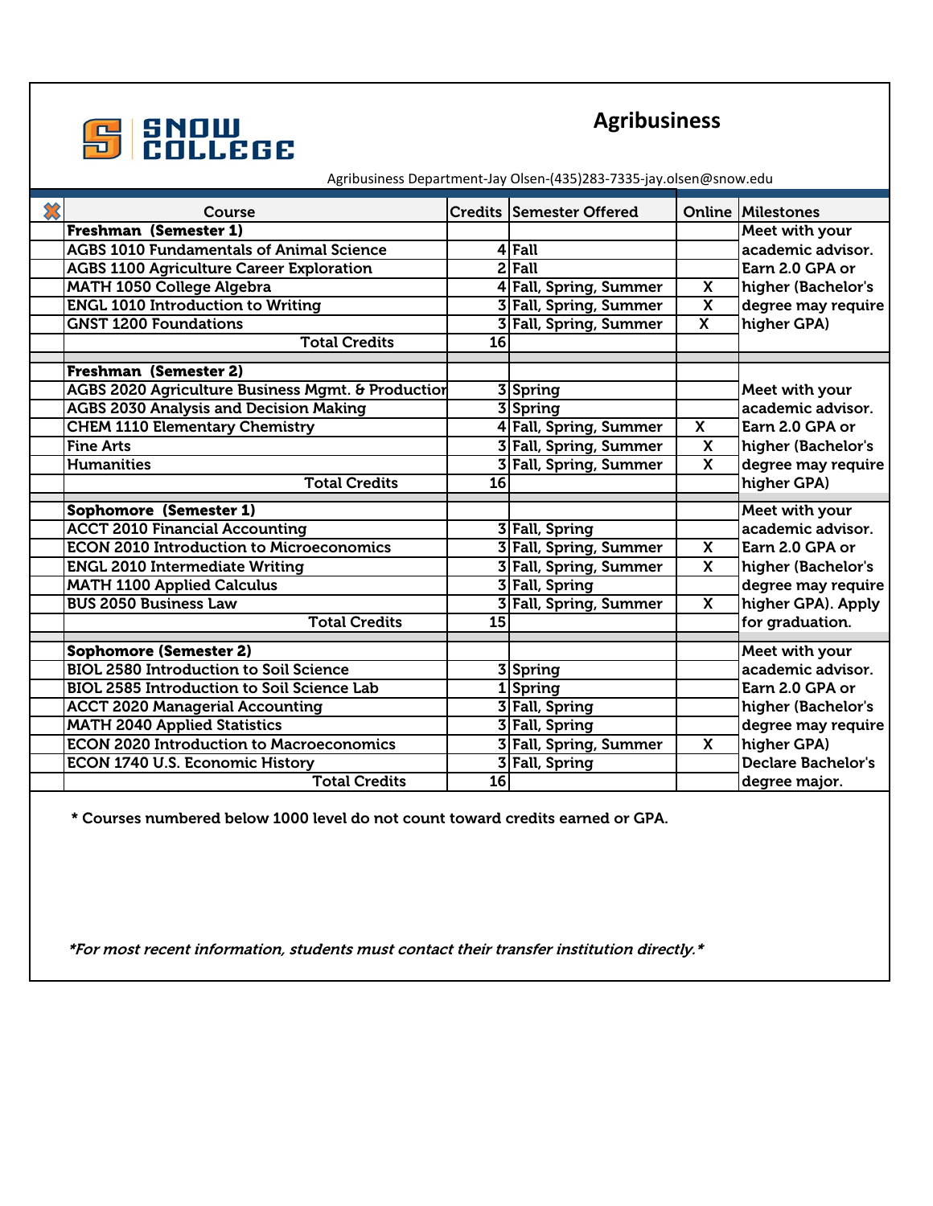# Agribusiness

Agribusiness Department-Jay Olsen-(435)283-7335-jay.olsen@snow.edu

| | Course | Credits | Semester Offered | Online | Milestones |
|---|---|---|---|---|---|
| | **Freshman (Semester 1)** | | | | Meet with your academic advisor. Earn 2.0 GPA or higher (Bachelor's degree may require higher GPA) |
| | AGBS 1010 Fundamentals of Animal Science | 4 | Fall | | |
| | AGBS 1100 Agriculture Career Exploration | 2 | Fall | | |
| | MATH 1050 College Algebra | 4 | Fall, Spring, Summer | X | |
| | ENGL 1010 Introduction to Writing | 3 | Fall, Spring, Summer | X | |
| | GNST 1200 Foundations | 3 | Fall, Spring, Summer | X | |
| | Total Credits | 16 | | | |
| | **Freshman (Semester 2)** | | | | Meet with your academic advisor. Earn 2.0 GPA or higher (Bachelor's degree may require higher GPA) |
| | AGBS 2020 Agriculture Business Mgmt. & Productior | 3 | Spring | | |
| | AGBS 2030 Analysis and Decision Making | 3 | Spring | | |
| | CHEM 1110 Elementary Chemistry | 4 | Fall, Spring, Summer | X | |
| | Fine Arts | 3 | Fall, Spring, Summer | X | |
| | Humanities | 3 | Fall, Spring, Summer | X | |
| | Total Credits | 16 | | | |
| | **Sophomore (Semester 1)** | | | | Meet with your academic advisor. Earn 2.0 GPA or higher (Bachelor's degree may require higher GPA). Apply for graduation. |
| | ACCT 2010 Financial Accounting | 3 | Fall, Spring | | |
| | ECON 2010 Introduction to Microeconomics | 3 | Fall, Spring, Summer | X | |
| | ENGL 2010 Intermediate Writing | 3 | Fall, Spring, Summer | X | |
| | MATH 1100 Applied Calculus | 3 | Fall, Spring | | |
| | BUS 2050 Business Law | 3 | Fall, Spring, Summer | X | |
| | Total Credits | 15 | | | |
| | **Sophomore (Semester 2)** | | | | Meet with your academic advisor. Earn 2.0 GPA or higher (Bachelor's degree may require higher GPA) Declare Bachelor's degree major. |
| | BIOL 2580 Introduction to Soil Science | 3 | Spring | | |
| | BIOL 2585 Introduction to Soil Science Lab | 1 | Spring | | |
| | ACCT 2020 Managerial Accounting | 3 | Fall, Spring | | |
| | MATH 2040 Applied Statistics | 3 | Fall, Spring | | |
| | ECON 2020 Introduction to Macroeconomics | 3 | Fall, Spring, Summer | X | |
| | ECON 1740 U.S. Economic History | 3 | Fall, Spring | | |
| | Total Credits | 16 | | | |

**\* Courses numbered below 1000 level do not count toward credits earned or GPA.**

***For most recent information, students must contact their transfer institution directly.***